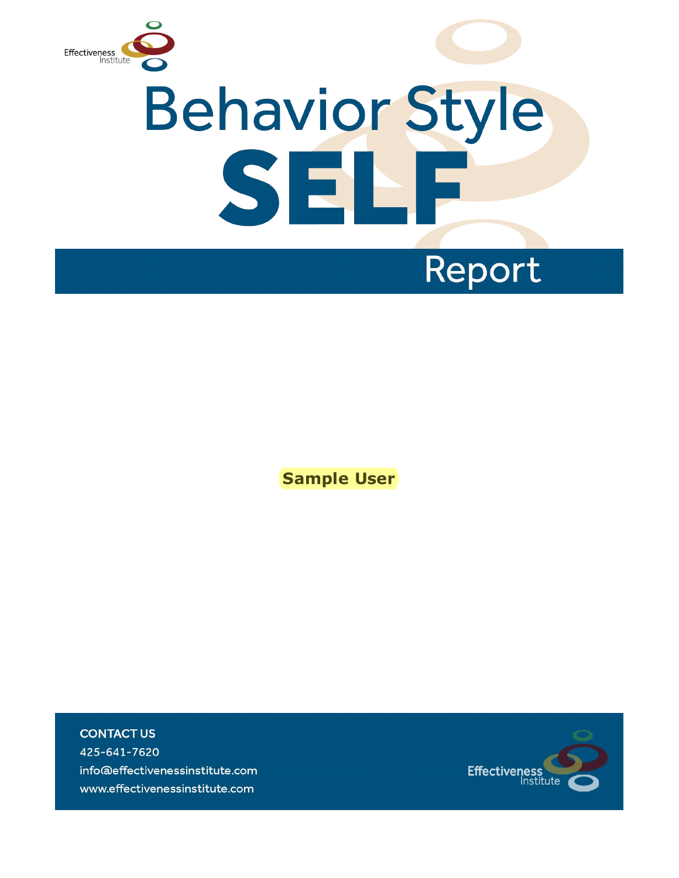Effectiveness Institute

# Behavior Style SELF Report

**Sample User**

**CONTACT US**

425-641-7620

info@effectivenessinstitute.com

www.effectivenessinstitute.com

Effectiveness Institute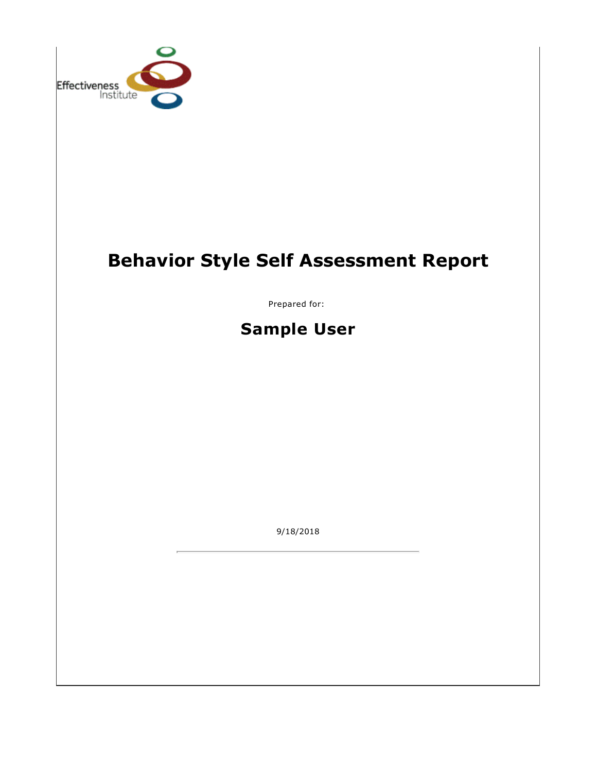Effectiveness Institute

# Behavior Style Self Assessment Report

Prepared for:

## Sample User

9/18/2018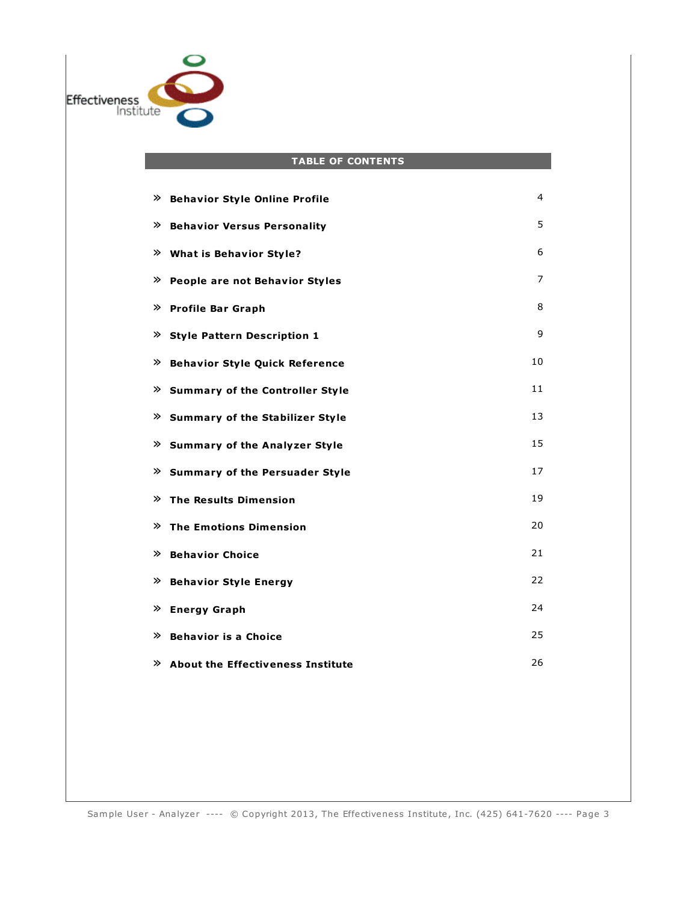## TABLE OF CONTENTS

| | |
|---|---|
| » **Behavior Style Online Profile** | 4 |
| » **Behavior Versus Personality** | 5 |
| » **What is Behavior Style?** | 6 |
| » **People are not Behavior Styles** | 7 |
| » **Profile Bar Graph** | 8 |
| » **Style Pattern Description 1** | 9 |
| » **Behavior Style Quick Reference** | 10 |
| » **Summary of the Controller Style** | 11 |
| » **Summary of the Stabilizer Style** | 13 |
| » **Summary of the Analyzer Style** | 15 |
| » **Summary of the Persuader Style** | 17 |
| » **The Results Dimension** | 19 |
| » **The Emotions Dimension** | 20 |
| » **Behavior Choice** | 21 |
| » **Behavior Style Energy** | 22 |
| » **Energy Graph** | 24 |
| » **Behavior is a Choice** | 25 |
| » **About the Effectiveness Institute** | 26 |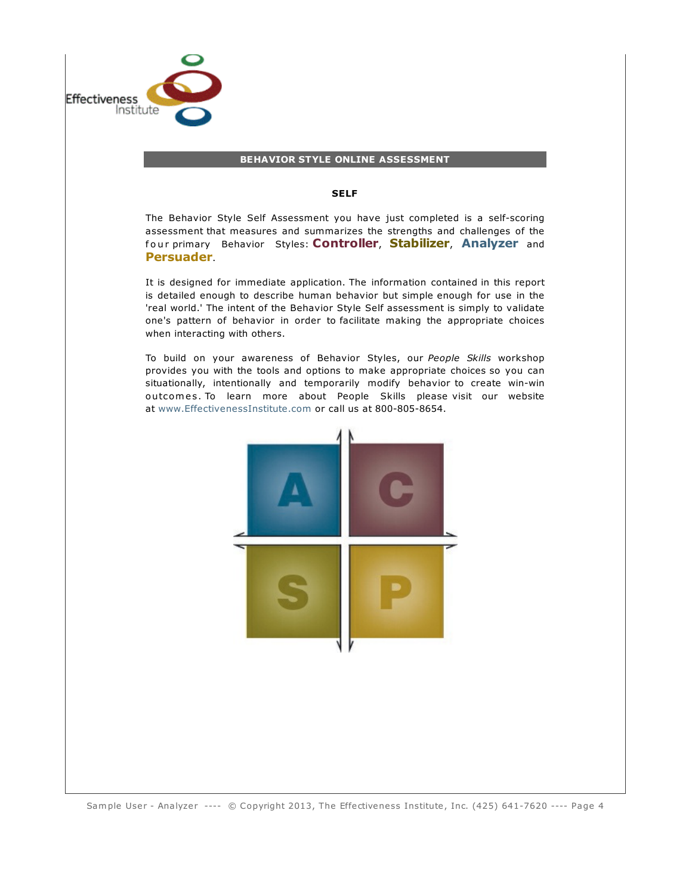## BEHAVIOR STYLE ONLINE ASSESSMENT

### SELF

The Behavior Style Self Assessment you have just completed is a self-scoring assessment that measures and summarizes the strengths and challenges of the four primary Behavior Styles: **Controller**, **Stabilizer**, **Analyzer** and **Persuader**.

It is designed for immediate application. The information contained in this report is detailed enough to describe human behavior but simple enough for use in the 'real world.' The intent of the Behavior Style Self assessment is simply to validate one's pattern of behavior in order to facilitate making the appropriate choices when interacting with others.

To build on your awareness of Behavior Styles, our *People Skills* workshop provides you with the tools and options to make appropriate choices so you can situationally, intentionally and temporarily modify behavior to create win-win outcomes. To learn more about People Skills please visit our website at www.EffectivenessInstitute.com or call us at 800-805-8654.

| A | C |
|---|---|
| S | P |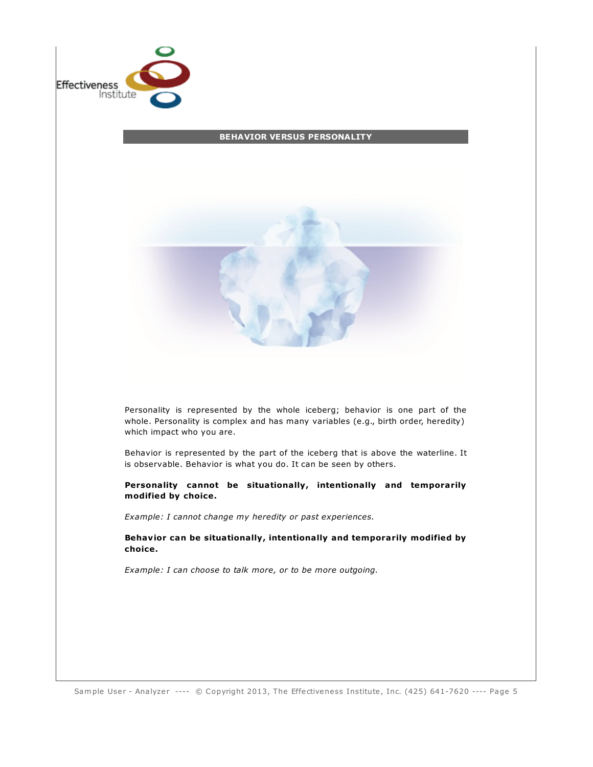## BEHAVIOR VERSUS PERSONALITY

Personality is represented by the whole iceberg; behavior is one part of the whole. Personality is complex and has many variables (e.g., birth order, heredity) which impact who you are.

Behavior is represented by the part of the iceberg that is above the waterline. It is observable. Behavior is what you do. It can be seen by others.

**Personality cannot be situationally, intentionally and temporarily modified by choice.**

*Example: I cannot change my heredity or past experiences.*

**Behavior can be situationally, intentionally and temporarily modified by choice.**

*Example: I can choose to talk more, or to be more outgoing.*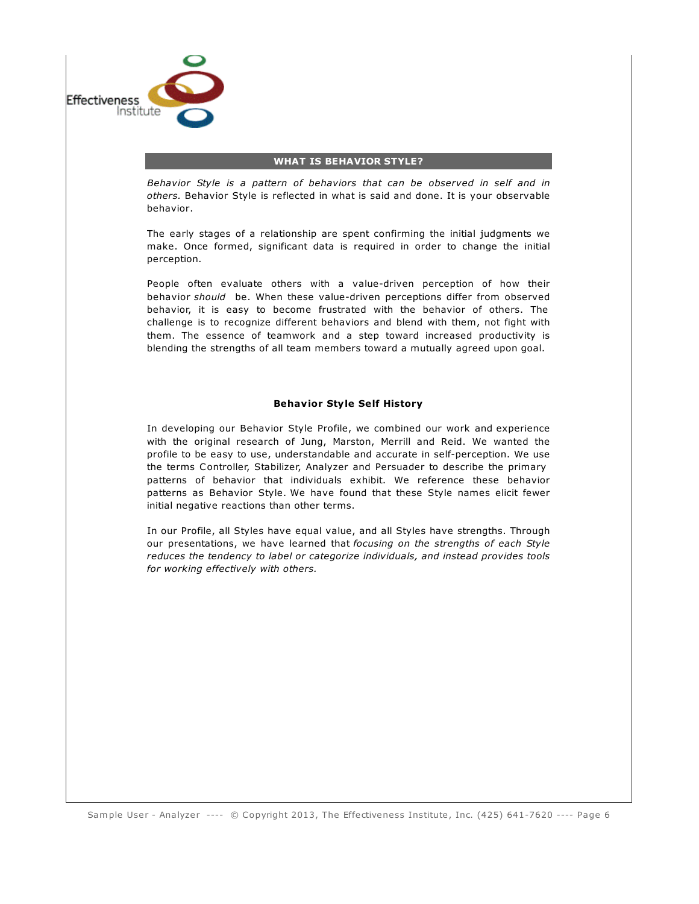## WHAT IS BEHAVIOR STYLE?

*Behavior Style is a pattern of behaviors that can be observed in self and in others.* Behavior Style is reflected in what is said and done. It is your observable behavior.

The early stages of a relationship are spent confirming the initial judgments we make. Once formed, significant data is required in order to change the initial perception.

People often evaluate others with a value-driven perception of how their behavior *should* be. When these value-driven perceptions differ from observed behavior, it is easy to become frustrated with the behavior of others. The challenge is to recognize different behaviors and blend with them, not fight with them. The essence of teamwork and a step toward increased productivity is blending the strengths of all team members toward a mutually agreed upon goal.

### Behavior Style Self History

In developing our Behavior Style Profile, we combined our work and experience with the original research of Jung, Marston, Merrill and Reid. We wanted the profile to be easy to use, understandable and accurate in self-perception. We use the terms Controller, Stabilizer, Analyzer and Persuader to describe the primary patterns of behavior that individuals exhibit. We reference these behavior patterns as Behavior Style. We have found that these Style names elicit fewer initial negative reactions than other terms.

In our Profile, all Styles have equal value, and all Styles have strengths. Through our presentations, we have learned that *focusing on the strengths of each Style reduces the tendency to label or categorize individuals, and instead provides tools for working effectively with others.*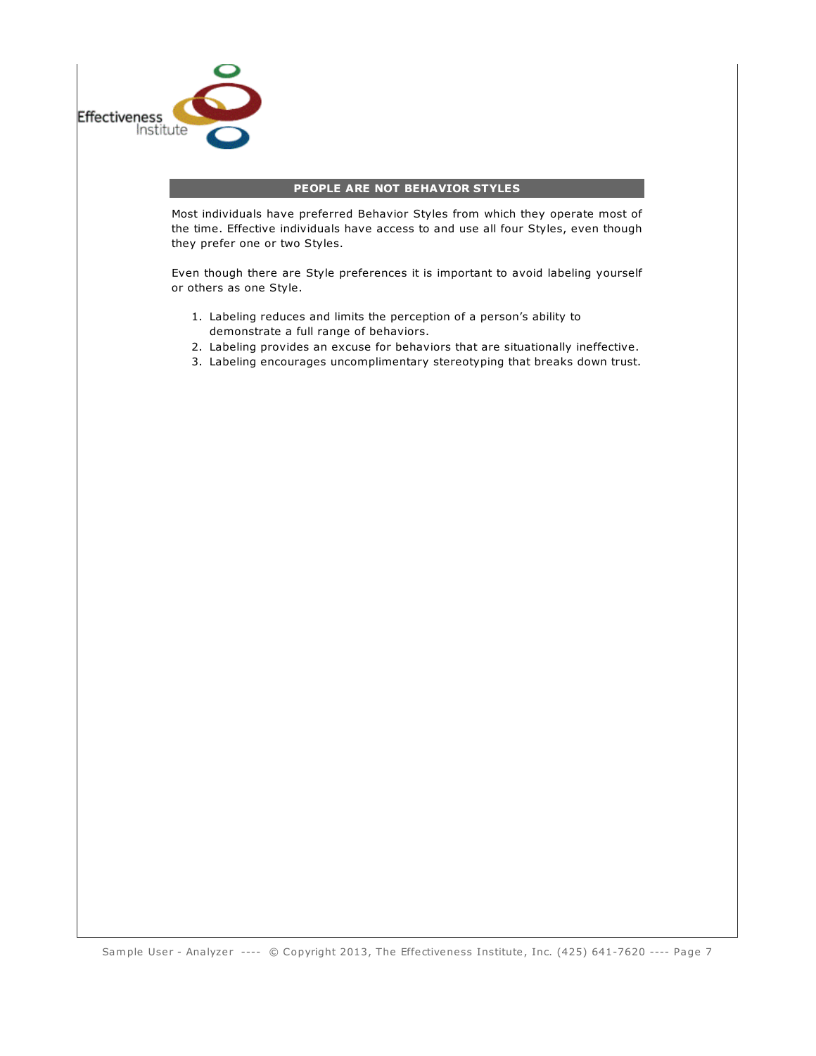## PEOPLE ARE NOT BEHAVIOR STYLES

Most individuals have preferred Behavior Styles from which they operate most of the time. Effective individuals have access to and use all four Styles, even though they prefer one or two Styles.

Even though there are Style preferences it is important to avoid labeling yourself or others as one Style.

1. Labeling reduces and limits the perception of a person's ability to demonstrate a full range of behaviors.
2. Labeling provides an excuse for behaviors that are situationally ineffective.
3. Labeling encourages uncomplimentary stereotyping that breaks down trust.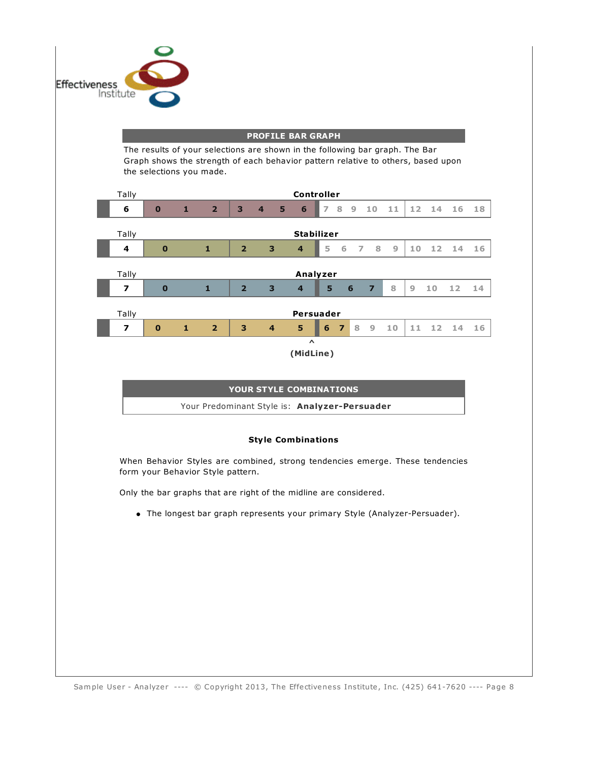## PROFILE BAR GRAPH

The results of your selections are shown in the following bar graph. The Bar Graph shows the strength of each behavior pattern relative to others, based upon the selections you made.

**Controller**

| Tally | | | | | | | | | | | | | | | | | | | |
|---|---|---|---|---|---|---|---|---|---|---|---|---|---|---|---|---|---|---|---|
| 6 | 0 | 1 | 2 | 3 | 4 | 5 | 6 | 7 | 8 | 9 | 10 | 11 | 12 | 14 | 16 | 18 |

**Stabilizer**

| Tally | | | | | | | | | | | | | | | | |
|---|---|---|---|---|---|---|---|---|---|---|---|---|---|---|---|---|
| 4 | 0 | 1 | 2 | 3 | 4 | 5 | 6 | 7 | 8 | 9 | 10 | 12 | 14 | 16 |

**Analyzer**

| Tally | | | | | | | | | | | | | | | |
|---|---|---|---|---|---|---|---|---|---|---|---|---|---|---|---|
| 7 | 0 | 1 | 2 | 3 | 4 | 5 | 6 | 7 | 8 | 9 | 10 | 12 | 14 |

**Persuader**

| Tally | | | | | | | | | | | | | | | |
|---|---|---|---|---|---|---|---|---|---|---|---|---|---|---|---|
| 7 | 0 | 1 | 2 | 3 | 4 | 5 | 6 | 7 | 8 | 9 | 10 | 11 | 12 | 14 | 16 |

^ **(MidLine)**

## YOUR STYLE COMBINATIONS

Your Predominant Style is: **Analyzer-Persuader**

**Style Combinations**

When Behavior Styles are combined, strong tendencies emerge. These tendencies form your Behavior Style pattern.

Only the bar graphs that are right of the midline are considered.

- The longest bar graph represents your primary Style (Analyzer-Persuader).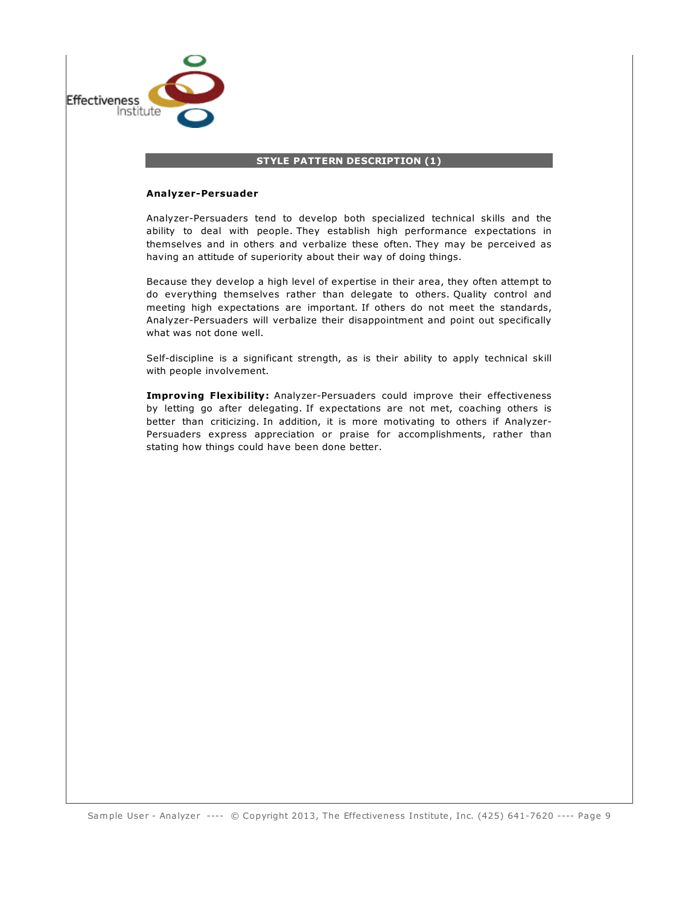## STYLE PATTERN DESCRIPTION (1)

**Analyzer-Persuader**

Analyzer-Persuaders tend to develop both specialized technical skills and the ability to deal with people. They establish high performance expectations in themselves and in others and verbalize these often. They may be perceived as having an attitude of superiority about their way of doing things.

Because they develop a high level of expertise in their area, they often attempt to do everything themselves rather than delegate to others. Quality control and meeting high expectations are important. If others do not meet the standards, Analyzer-Persuaders will verbalize their disappointment and point out specifically what was not done well.

Self-discipline is a significant strength, as is their ability to apply technical skill with people involvement.

**Improving Flexibility:** Analyzer-Persuaders could improve their effectiveness by letting go after delegating. If expectations are not met, coaching others is better than criticizing. In addition, it is more motivating to others if Analyzer-Persuaders express appreciation or praise for accomplishments, rather than stating how things could have been done better.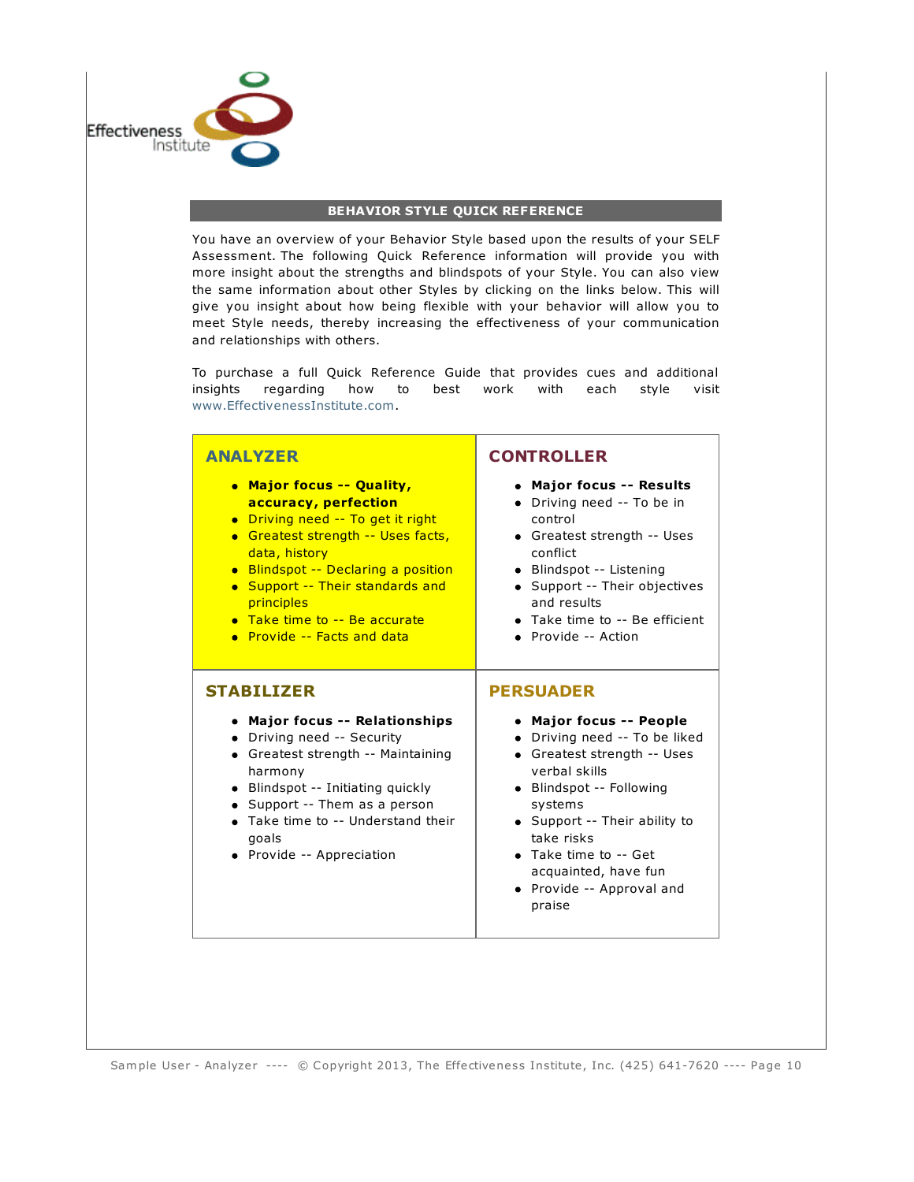## BEHAVIOR STYLE QUICK REFERENCE

You have an overview of your Behavior Style based upon the results of your SELF Assessment. The following Quick Reference information will provide you with more insight about the strengths and blindspots of your Style. You can also view the same information about other Styles by clicking on the links below. This will give you insight about how being flexible with your behavior will allow you to meet Style needs, thereby increasing the effectiveness of your communication and relationships with others.

To purchase a full Quick Reference Guide that provides cues and additional insights regarding how to best work with each style visit www.EffectivenessInstitute.com.

### ANALYZER

- **Major focus -- Quality, accuracy, perfection**
- Driving need -- To get it right
- Greatest strength -- Uses facts, data, history
- Blindspot -- Declaring a position
- Support -- Their standards and principles
- Take time to -- Be accurate
- Provide -- Facts and data

### CONTROLLER

- **Major focus -- Results**
- Driving need -- To be in control
- Greatest strength -- Uses conflict
- Blindspot -- Listening
- Support -- Their objectives and results
- Take time to -- Be efficient
- Provide -- Action

### STABILIZER

- **Major focus -- Relationships**
- Driving need -- Security
- Greatest strength -- Maintaining harmony
- Blindspot -- Initiating quickly
- Support -- Them as a person
- Take time to -- Understand their goals
- Provide -- Appreciation

### PERSUADER

- **Major focus -- People**
- Driving need -- To be liked
- Greatest strength -- Uses verbal skills
- Blindspot -- Following systems
- Support -- Their ability to take risks
- Take time to -- Get acquainted, have fun
- Provide -- Approval and praise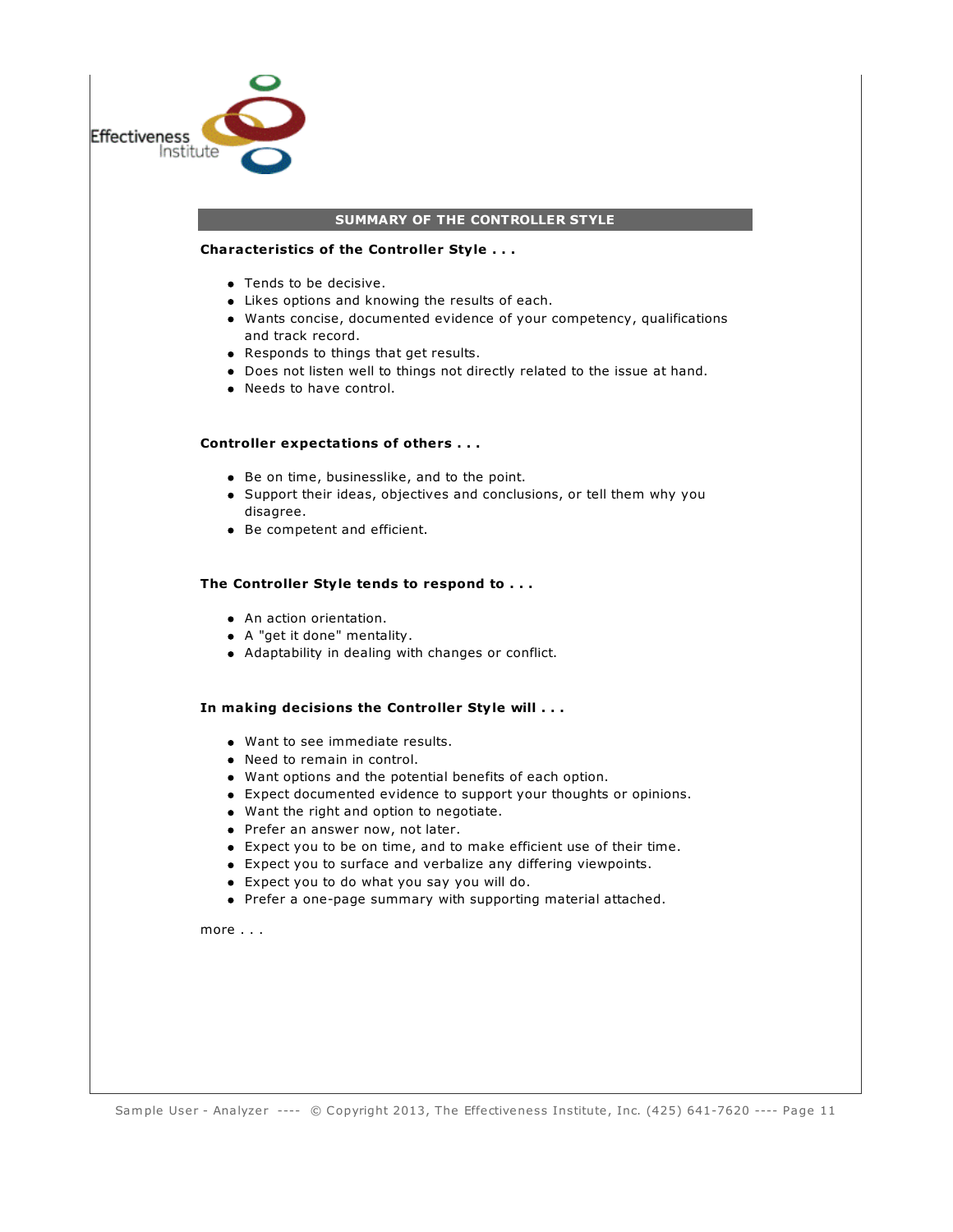## SUMMARY OF THE CONTROLLER STYLE

**Characteristics of the Controller Style . . .**

- Tends to be decisive.
- Likes options and knowing the results of each.
- Wants concise, documented evidence of your competency, qualifications and track record.
- Responds to things that get results.
- Does not listen well to things not directly related to the issue at hand.
- Needs to have control.

**Controller expectations of others . . .**

- Be on time, businesslike, and to the point.
- Support their ideas, objectives and conclusions, or tell them why you disagree.
- Be competent and efficient.

**The Controller Style tends to respond to . . .**

- An action orientation.
- A "get it done" mentality.
- Adaptability in dealing with changes or conflict.

**In making decisions the Controller Style will . . .**

- Want to see immediate results.
- Need to remain in control.
- Want options and the potential benefits of each option.
- Expect documented evidence to support your thoughts or opinions.
- Want the right and option to negotiate.
- Prefer an answer now, not later.
- Expect you to be on time, and to make efficient use of their time.
- Expect you to surface and verbalize any differing viewpoints.
- Expect you to do what you say you will do.
- Prefer a one-page summary with supporting material attached.

more . . .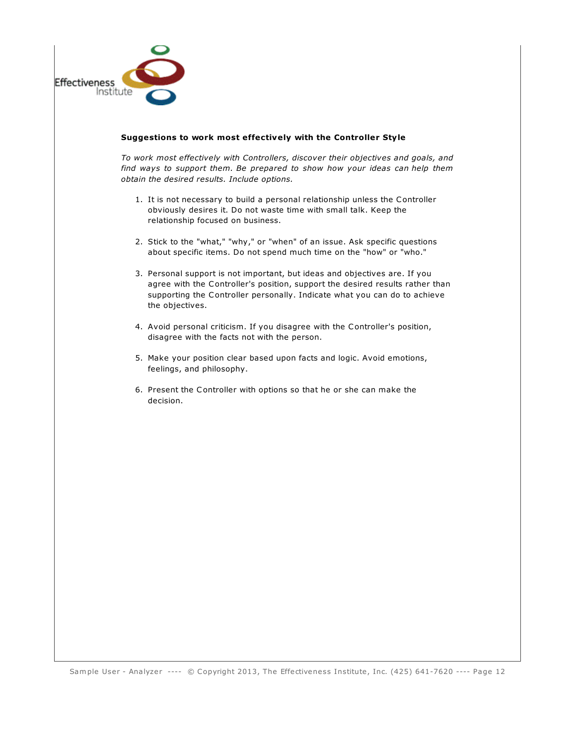**Suggestions to work most effectively with the Controller Style**

*To work most effectively with Controllers, discover their objectives and goals, and find ways to support them. Be prepared to show how your ideas can help them obtain the desired results. Include options.*

1. It is not necessary to build a personal relationship unless the Controller obviously desires it. Do not waste time with small talk. Keep the relationship focused on business.

2. Stick to the "what," "why," or "when" of an issue. Ask specific questions about specific items. Do not spend much time on the "how" or "who."

3. Personal support is not important, but ideas and objectives are. If you agree with the Controller's position, support the desired results rather than supporting the Controller personally. Indicate what you can do to achieve the objectives.

4. Avoid personal criticism. If you disagree with the Controller's position, disagree with the facts not with the person.

5. Make your position clear based upon facts and logic. Avoid emotions, feelings, and philosophy.

6. Present the Controller with options so that he or she can make the decision.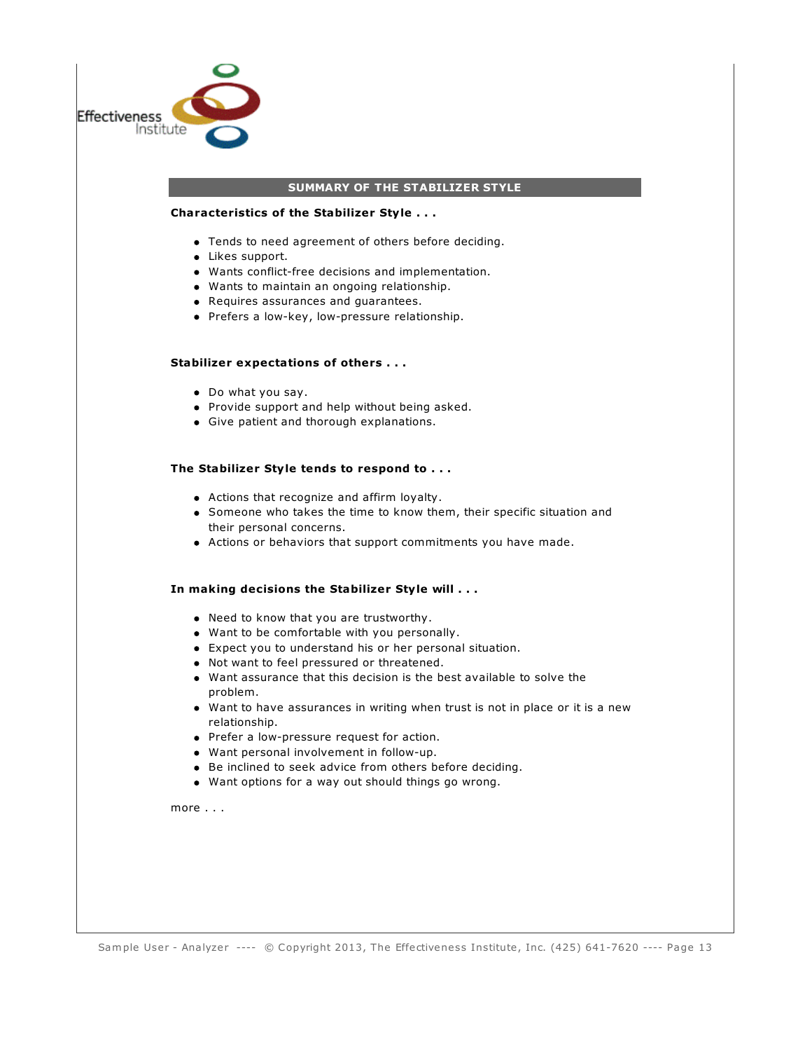## SUMMARY OF THE STABILIZER STYLE

**Characteristics of the Stabilizer Style . . .**

- Tends to need agreement of others before deciding.
- Likes support.
- Wants conflict-free decisions and implementation.
- Wants to maintain an ongoing relationship.
- Requires assurances and guarantees.
- Prefers a low-key, low-pressure relationship.

**Stabilizer expectations of others . . .**

- Do what you say.
- Provide support and help without being asked.
- Give patient and thorough explanations.

**The Stabilizer Style tends to respond to . . .**

- Actions that recognize and affirm loyalty.
- Someone who takes the time to know them, their specific situation and their personal concerns.
- Actions or behaviors that support commitments you have made.

**In making decisions the Stabilizer Style will . . .**

- Need to know that you are trustworthy.
- Want to be comfortable with you personally.
- Expect you to understand his or her personal situation.
- Not want to feel pressured or threatened.
- Want assurance that this decision is the best available to solve the problem.
- Want to have assurances in writing when trust is not in place or it is a new relationship.
- Prefer a low-pressure request for action.
- Want personal involvement in follow-up.
- Be inclined to seek advice from others before deciding.
- Want options for a way out should things go wrong.

more . . .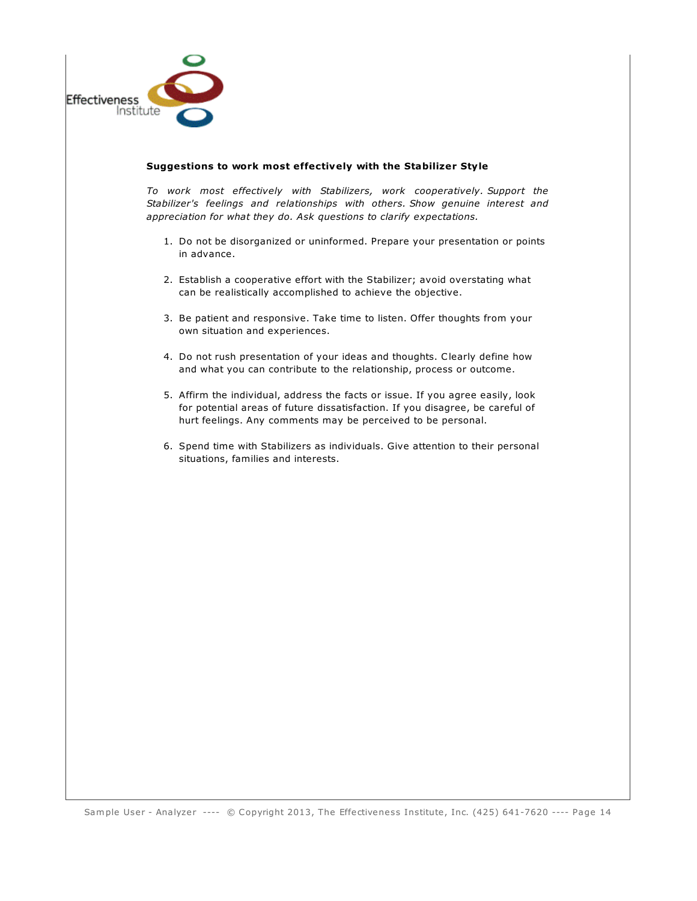**Suggestions to work most effectively with the Stabilizer Style**

*To work most effectively with Stabilizers, work cooperatively. Support the Stabilizer's feelings and relationships with others. Show genuine interest and appreciation for what they do. Ask questions to clarify expectations.*

1. Do not be disorganized or uninformed. Prepare your presentation or points in advance.

2. Establish a cooperative effort with the Stabilizer; avoid overstating what can be realistically accomplished to achieve the objective.

3. Be patient and responsive. Take time to listen. Offer thoughts from your own situation and experiences.

4. Do not rush presentation of your ideas and thoughts. Clearly define how and what you can contribute to the relationship, process or outcome.

5. Affirm the individual, address the facts or issue. If you agree easily, look for potential areas of future dissatisfaction. If you disagree, be careful of hurt feelings. Any comments may be perceived to be personal.

6. Spend time with Stabilizers as individuals. Give attention to their personal situations, families and interests.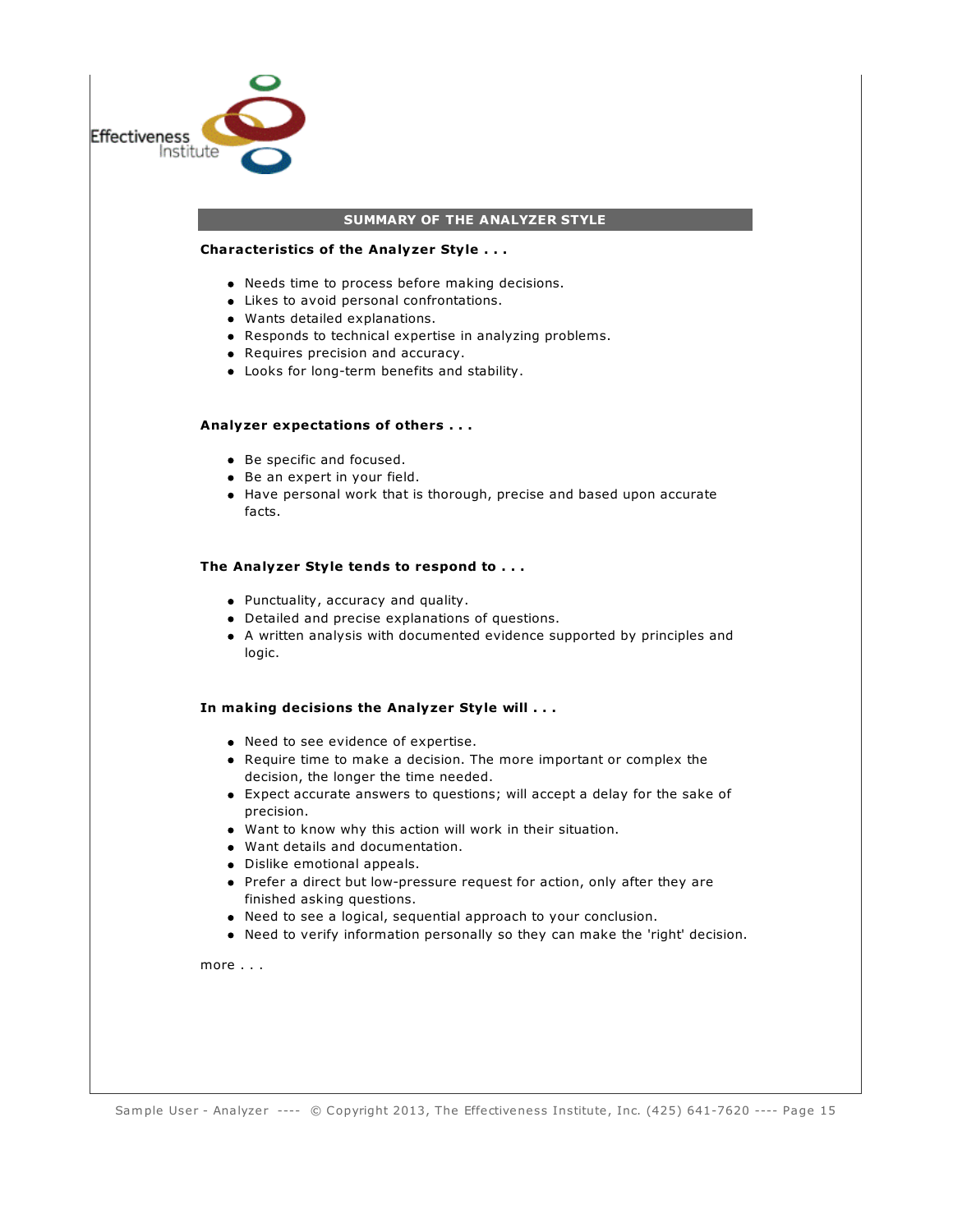## SUMMARY OF THE ANALYZER STYLE

**Characteristics of the Analyzer Style . . .**

- Needs time to process before making decisions.
- Likes to avoid personal confrontations.
- Wants detailed explanations.
- Responds to technical expertise in analyzing problems.
- Requires precision and accuracy.
- Looks for long-term benefits and stability.

**Analyzer expectations of others . . .**

- Be specific and focused.
- Be an expert in your field.
- Have personal work that is thorough, precise and based upon accurate facts.

**The Analyzer Style tends to respond to . . .**

- Punctuality, accuracy and quality.
- Detailed and precise explanations of questions.
- A written analysis with documented evidence supported by principles and logic.

**In making decisions the Analyzer Style will . . .**

- Need to see evidence of expertise.
- Require time to make a decision. The more important or complex the decision, the longer the time needed.
- Expect accurate answers to questions; will accept a delay for the sake of precision.
- Want to know why this action will work in their situation.
- Want details and documentation.
- Dislike emotional appeals.
- Prefer a direct but low-pressure request for action, only after they are finished asking questions.
- Need to see a logical, sequential approach to your conclusion.
- Need to verify information personally so they can make the 'right' decision.

more . . .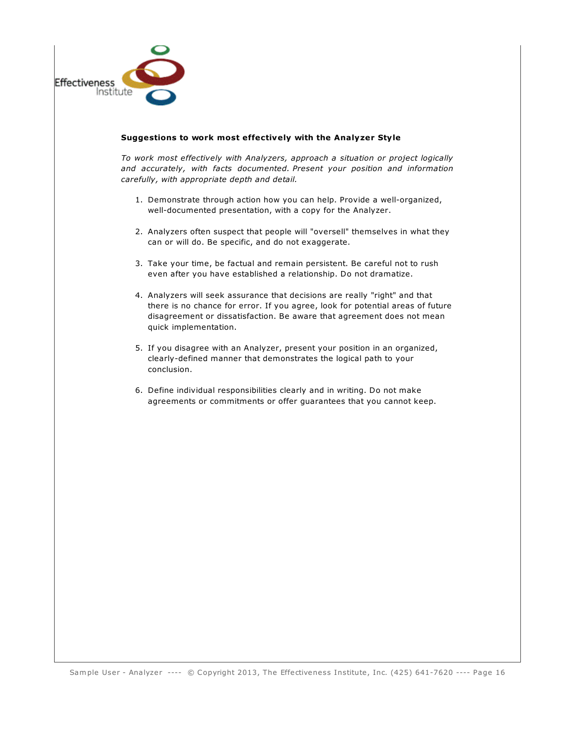**Suggestions to work most effectively with the Analyzer Style**

*To work most effectively with Analyzers, approach a situation or project logically and accurately, with facts documented. Present your position and information carefully, with appropriate depth and detail.*

1. Demonstrate through action how you can help. Provide a well-organized, well-documented presentation, with a copy for the Analyzer.

2. Analyzers often suspect that people will "oversell" themselves in what they can or will do. Be specific, and do not exaggerate.

3. Take your time, be factual and remain persistent. Be careful not to rush even after you have established a relationship. Do not dramatize.

4. Analyzers will seek assurance that decisions are really "right" and that there is no chance for error. If you agree, look for potential areas of future disagreement or dissatisfaction. Be aware that agreement does not mean quick implementation.

5. If you disagree with an Analyzer, present your position in an organized, clearly-defined manner that demonstrates the logical path to your conclusion.

6. Define individual responsibilities clearly and in writing. Do not make agreements or commitments or offer guarantees that you cannot keep.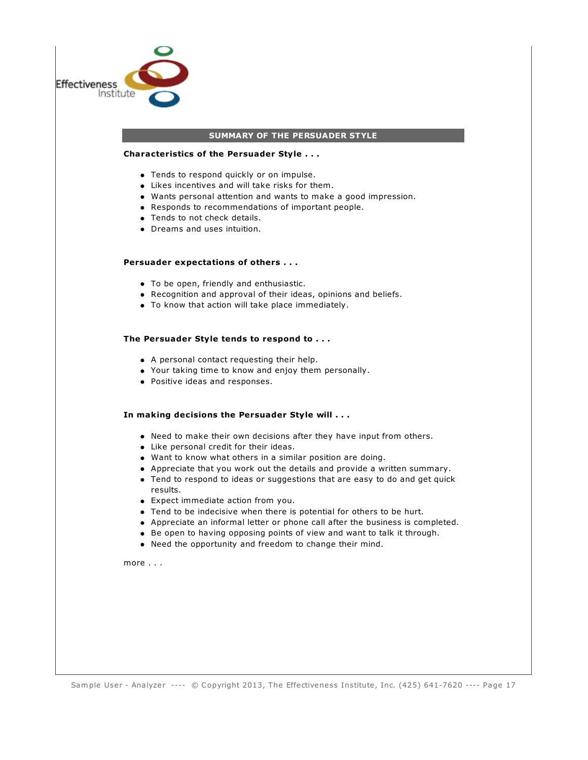## SUMMARY OF THE PERSUADER STYLE

**Characteristics of the Persuader Style . . .**

- Tends to respond quickly or on impulse.
- Likes incentives and will take risks for them.
- Wants personal attention and wants to make a good impression.
- Responds to recommendations of important people.
- Tends to not check details.
- Dreams and uses intuition.

**Persuader expectations of others . . .**

- To be open, friendly and enthusiastic.
- Recognition and approval of their ideas, opinions and beliefs.
- To know that action will take place immediately.

**The Persuader Style tends to respond to . . .**

- A personal contact requesting their help.
- Your taking time to know and enjoy them personally.
- Positive ideas and responses.

**In making decisions the Persuader Style will . . .**

- Need to make their own decisions after they have input from others.
- Like personal credit for their ideas.
- Want to know what others in a similar position are doing.
- Appreciate that you work out the details and provide a written summary.
- Tend to respond to ideas or suggestions that are easy to do and get quick results.
- Expect immediate action from you.
- Tend to be indecisive when there is potential for others to be hurt.
- Appreciate an informal letter or phone call after the business is completed.
- Be open to having opposing points of view and want to talk it through.
- Need the opportunity and freedom to change their mind.

more . . .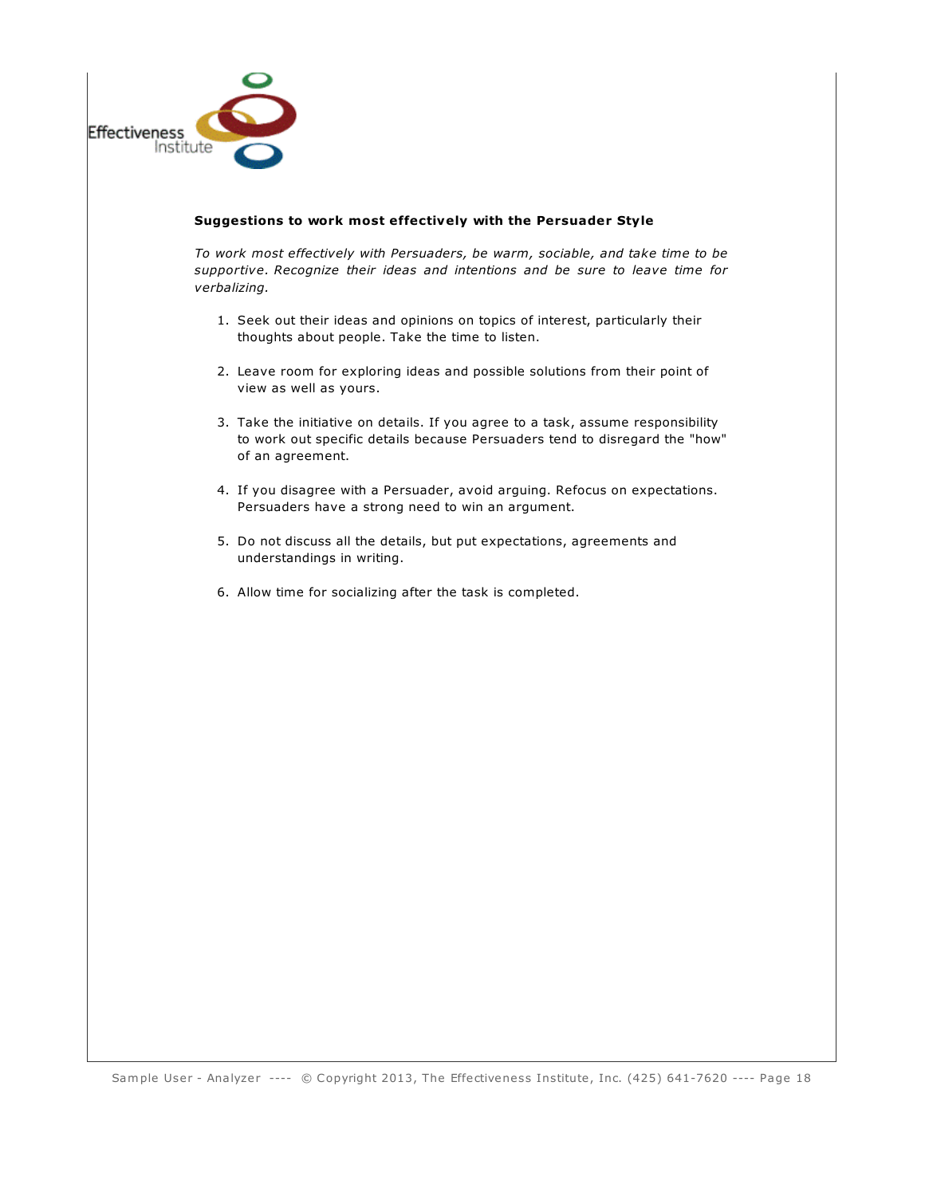**Suggestions to work most effectively with the Persuader Style**

*To work most effectively with Persuaders, be warm, sociable, and take time to be supportive. Recognize their ideas and intentions and be sure to leave time for verbalizing.*

1. Seek out their ideas and opinions on topics of interest, particularly their thoughts about people. Take the time to listen.

2. Leave room for exploring ideas and possible solutions from their point of view as well as yours.

3. Take the initiative on details. If you agree to a task, assume responsibility to work out specific details because Persuaders tend to disregard the "how" of an agreement.

4. If you disagree with a Persuader, avoid arguing. Refocus on expectations. Persuaders have a strong need to win an argument.

5. Do not discuss all the details, but put expectations, agreements and understandings in writing.

6. Allow time for socializing after the task is completed.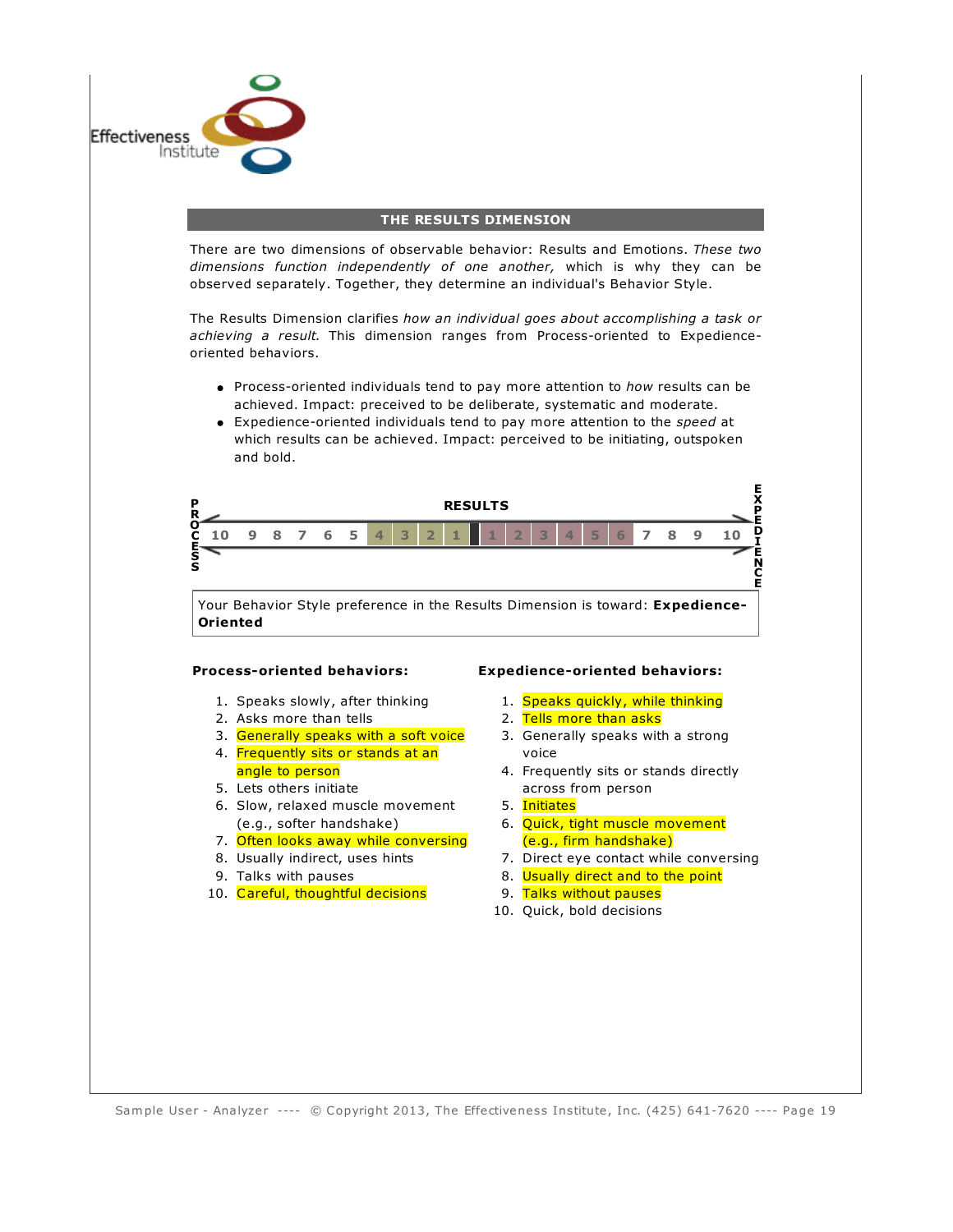## THE RESULTS DIMENSION

There are two dimensions of observable behavior: Results and Emotions. *These two dimensions function independently of one another,* which is why they can be observed separately. Together, they determine an individual's Behavior Style.

The Results Dimension clarifies *how an individual goes about accomplishing a task or achieving a result.* This dimension ranges from Process-oriented to Expedience-oriented behaviors.

- Process-oriented individuals tend to pay more attention to *how* results can be achieved. Impact: preceived to be deliberate, systematic and moderate.
- Expedience-oriented individuals tend to pay more attention to the *speed* at which results can be achieved. Impact: perceived to be initiating, outspoken and bold.

**RESULTS**

PROCESS ← 10 9 8 7 6 5 4 3 2 1 | 1 2 3 4 5 6 7 8 9 10 → EXPEDIENCE

Your Behavior Style preference in the Results Dimension is toward: **Expedience-Oriented**

**Process-oriented behaviors:**

1. Speaks slowly, after thinking
2. Asks more than tells
3. Generally speaks with a soft voice
4. Frequently sits or stands at an angle to person
5. Lets others initiate
6. Slow, relaxed muscle movement (e.g., softer handshake)
7. Often looks away while conversing
8. Usually indirect, uses hints
9. Talks with pauses
10. Careful, thoughtful decisions

**Expedience-oriented behaviors:**

1. Speaks quickly, while thinking
2. Tells more than asks
3. Generally speaks with a strong voice
4. Frequently sits or stands directly across from person
5. Initiates
6. Quick, tight muscle movement (e.g., firm handshake)
7. Direct eye contact while conversing
8. Usually direct and to the point
9. Talks without pauses
10. Quick, bold decisions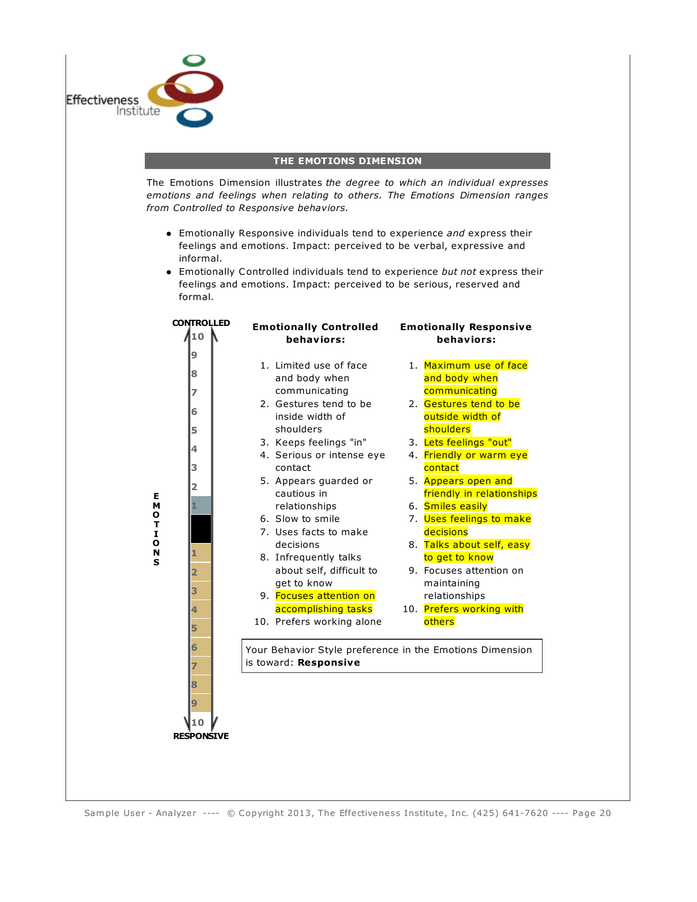## THE EMOTIONS DIMENSION

The Emotions Dimension illustrates *the degree to which an individual expresses emotions and feelings when relating to others. The Emotions Dimension ranges from Controlled to Responsive behaviors.*

- Emotionally Responsive individuals tend to experience *and* express their feelings and emotions. Impact: perceived to be verbal, expressive and informal.
- Emotionally Controlled individuals tend to experience *but not* express their feelings and emotions. Impact: perceived to be serious, reserved and formal.

**CONTROLLED** 10 9 8 7 6 5 4 3 2 1 | 1 2 3 4 5 6 7 8 9 10 **RESPONSIVE**

**EMOTIONS**

| Emotionally Controlled behaviors: | Emotionally Responsive behaviors: |
|---|---|
| 1. Limited use of face and body when communicating | 1. Maximum use of face and body when communicating |
| 2. Gestures tend to be inside width of shoulders | 2. Gestures tend to be outside width of shoulders |
| 3. Keeps feelings "in" | 3. Lets feelings "out" |
| 4. Serious or intense eye contact | 4. Friendly or warm eye contact |
| 5. Appears guarded or cautious in relationships | 5. Appears open and friendly in relationships |
| 6. Slow to smile | 6. Smiles easily |
| 7. Uses facts to make decisions | 7. Uses feelings to make decisions |
| 8. Infrequently talks about self, difficult to get to know | 8. Talks about self, easy to get to know |
| 9. Focuses attention on accomplishing tasks | 9. Focuses attention on maintaining relationships |
| 10. Prefers working alone | 10. Prefers working with others |

Your Behavior Style preference in the Emotions Dimension is toward: **Responsive**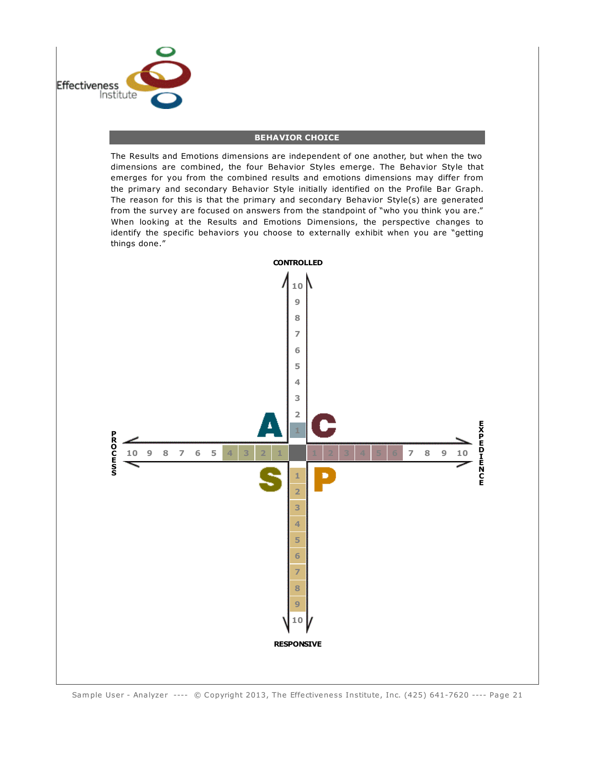## BEHAVIOR CHOICE

The Results and Emotions dimensions are independent of one another, but when the two dimensions are combined, the four Behavior Styles emerge. The Behavior Style that emerges for you from the combined results and emotions dimensions may differ from the primary and secondary Behavior Style initially identified on the Profile Bar Graph. The reason for this is that the primary and secondary Behavior Style(s) are generated from the survey are focused on answers from the standpoint of "who you think you are." When looking at the Results and Emotions Dimensions, the perspective changes to identify the specific behaviors you choose to externally exhibit when you are "getting things done."

CONTROLLED

A C S P

PROCESS — EXPEDIENCE

RESPONSIVE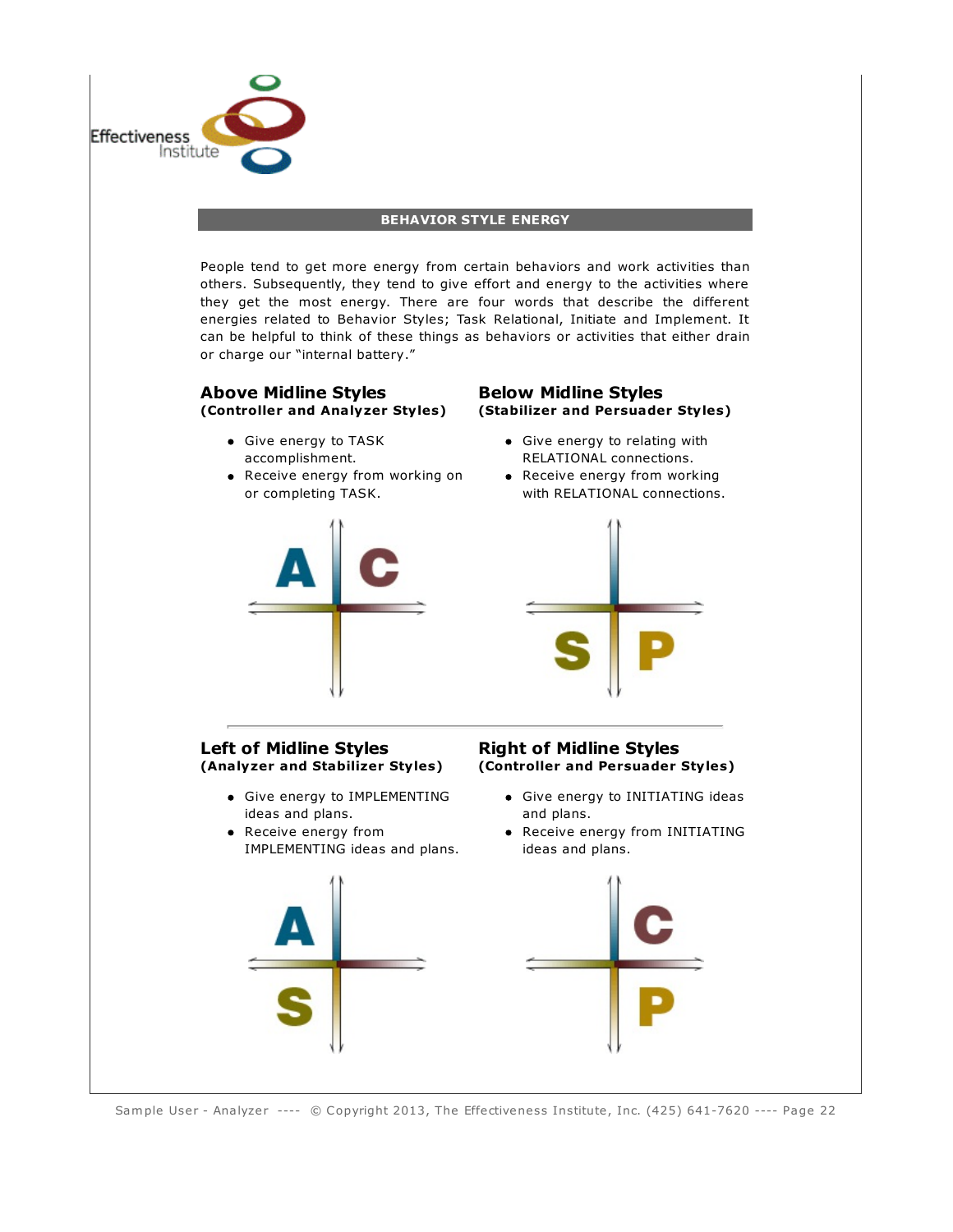## BEHAVIOR STYLE ENERGY

People tend to get more energy from certain behaviors and work activities than others. Subsequently, they tend to give effort and energy to the activities where they get the most energy. There are four words that describe the different energies related to Behavior Styles; Task Relational, Initiate and Implement. It can be helpful to think of these things as behaviors or activities that either drain or charge our "internal battery."

### Above Midline Styles
**(Controller and Analyzer Styles)**

- Give energy to TASK accomplishment.
- Receive energy from working on or completing TASK.

### Below Midline Styles
**(Stabilizer and Persuader Styles)**

- Give energy to relating with RELATIONAL connections.
- Receive energy from working with RELATIONAL connections.

### Left of Midline Styles
**(Analyzer and Stabilizer Styles)**

- Give energy to IMPLEMENTING ideas and plans.
- Receive energy from IMPLEMENTING ideas and plans.

### Right of Midline Styles
**(Controller and Persuader Styles)**

- Give energy to INITIATING ideas and plans.
- Receive energy from INITIATING ideas and plans.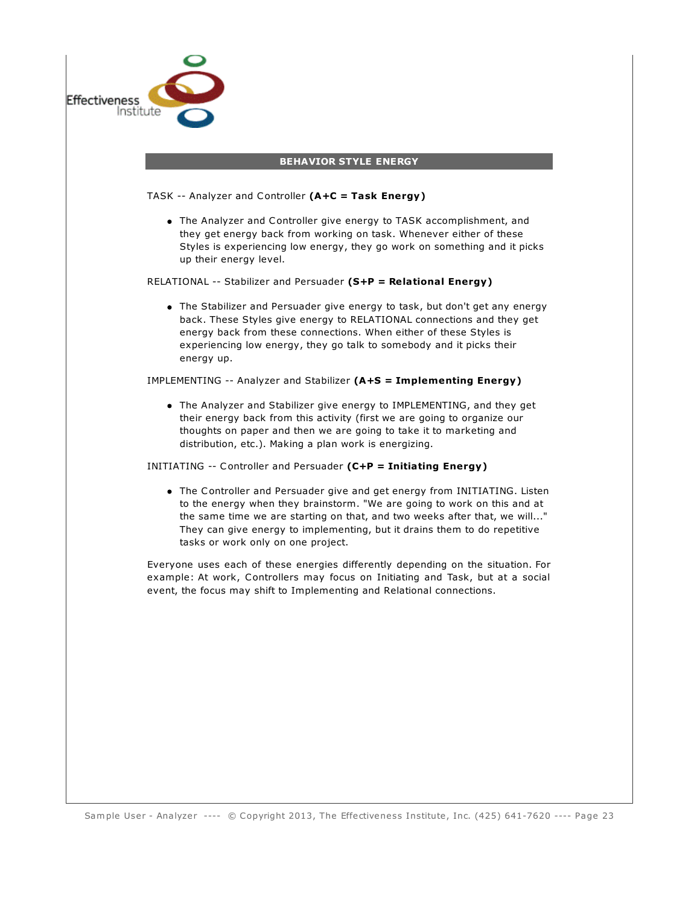## BEHAVIOR STYLE ENERGY

TASK -- Analyzer and Controller **(A+C = Task Energy)**

- The Analyzer and Controller give energy to TASK accomplishment, and they get energy back from working on task. Whenever either of these Styles is experiencing low energy, they go work on something and it picks up their energy level.

RELATIONAL -- Stabilizer and Persuader **(S+P = Relational Energy)**

- The Stabilizer and Persuader give energy to task, but don't get any energy back. These Styles give energy to RELATIONAL connections and they get energy back from these connections. When either of these Styles is experiencing low energy, they go talk to somebody and it picks their energy up.

IMPLEMENTING -- Analyzer and Stabilizer **(A+S = Implementing Energy)**

- The Analyzer and Stabilizer give energy to IMPLEMENTING, and they get their energy back from this activity (first we are going to organize our thoughts on paper and then we are going to take it to marketing and distribution, etc.). Making a plan work is energizing.

INITIATING -- Controller and Persuader **(C+P = Initiating Energy)**

- The Controller and Persuader give and get energy from INITIATING. Listen to the energy when they brainstorm. "We are going to work on this and at the same time we are starting on that, and two weeks after that, we will..." They can give energy to implementing, but it drains them to do repetitive tasks or work only on one project.

Everyone uses each of these energies differently depending on the situation. For example: At work, Controllers may focus on Initiating and Task, but at a social event, the focus may shift to Implementing and Relational connections.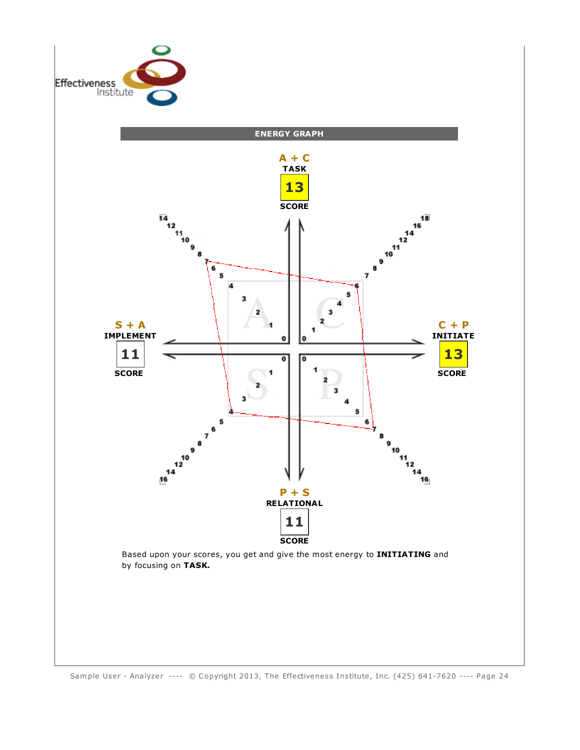## ENERGY GRAPH

**A + C**
**TASK**
**13**
**SCORE**

**S + A**
**IMPLEMENT**
**11**
**SCORE**

**C + P**
**INITIATE**
**13**
**SCORE**

**P + S**
**RELATIONAL**
**11**
**SCORE**

Based upon your scores, you get and give the most energy to **INITIATING** and by focusing on **TASK.**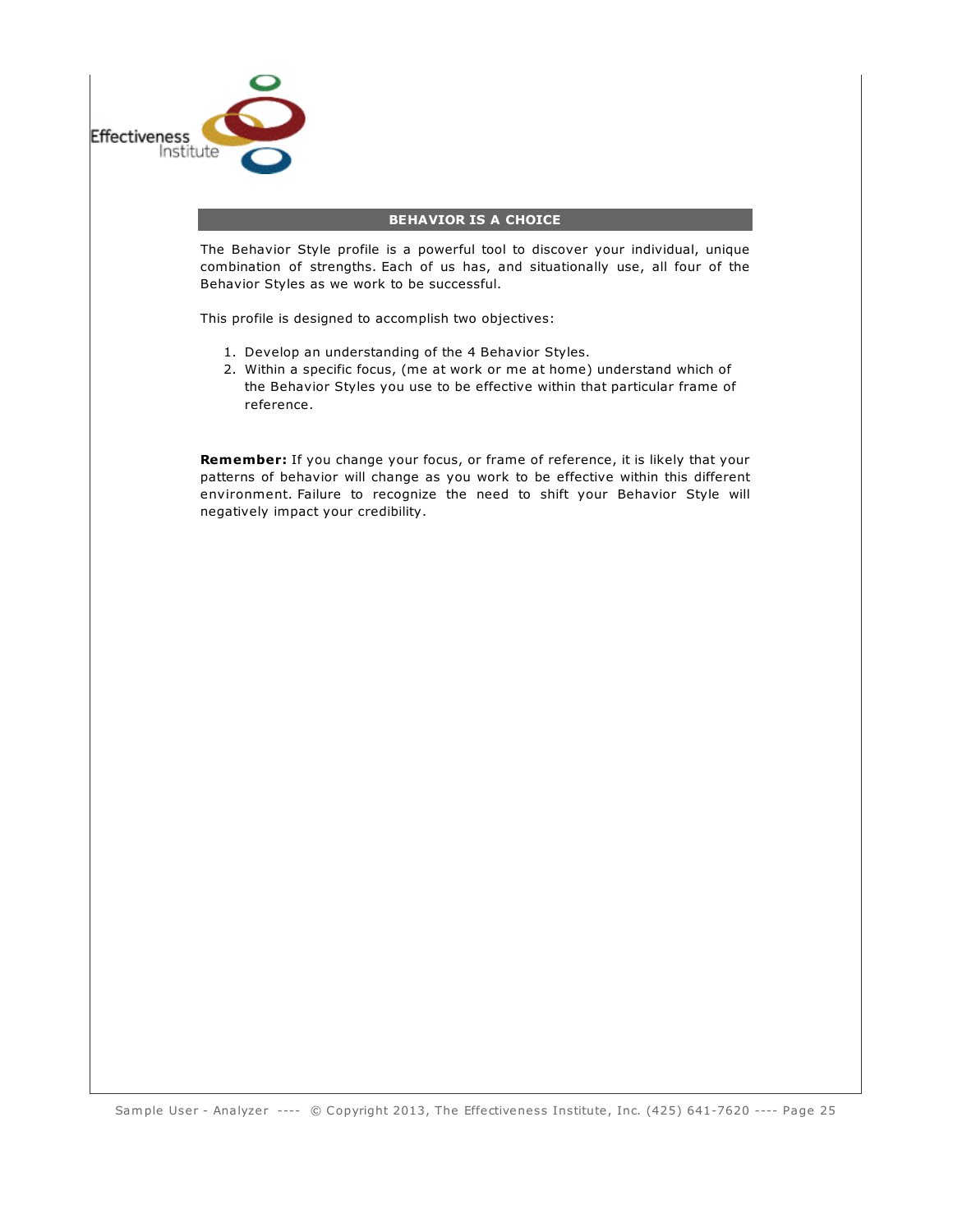## BEHAVIOR IS A CHOICE

The Behavior Style profile is a powerful tool to discover your individual, unique combination of strengths. Each of us has, and situationally use, all four of the Behavior Styles as we work to be successful.

This profile is designed to accomplish two objectives:

1. Develop an understanding of the 4 Behavior Styles.
2. Within a specific focus, (me at work or me at home) understand which of the Behavior Styles you use to be effective within that particular frame of reference.

**Remember:** If you change your focus, or frame of reference, it is likely that your patterns of behavior will change as you work to be effective within this different environment. Failure to recognize the need to shift your Behavior Style will negatively impact your credibility.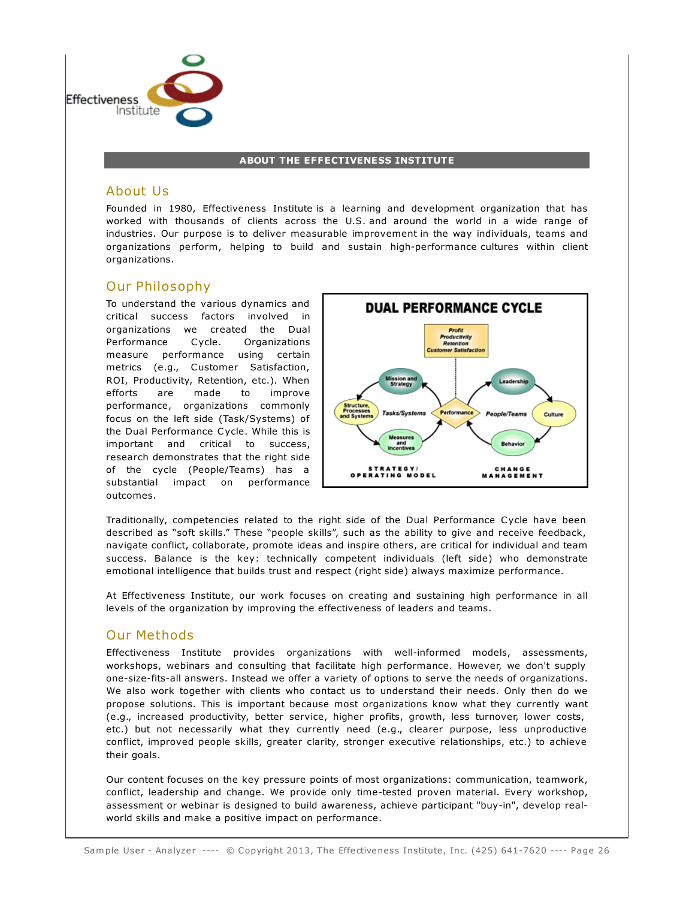Effectiveness Institute

## ABOUT THE EFFECTIVENESS INSTITUTE

### About Us

Founded in 1980, Effectiveness Institute is a learning and development organization that has worked with thousands of clients across the U.S. and around the world in a wide range of industries. Our purpose is to deliver measurable improvement in the way individuals, teams and organizations perform, helping to build and sustain high-performance cultures within client organizations.

### Our Philosophy

To understand the various dynamics and critical success factors involved in organizations we created the Dual Performance Cycle. Organizations measure performance using certain metrics (e.g., Customer Satisfaction, ROI, Productivity, Retention, etc.). When efforts are made to improve performance, organizations commonly focus on the left side (Task/Systems) of the Dual Performance Cycle. While this is important and critical to success, research demonstrates that the right side of the cycle (People/Teams) has a substantial impact on performance outcomes.

**DUAL PERFORMANCE CYCLE**

Profit, Productivity, Retention, Customer Satisfaction

Mission and Strategy — Structure, Processes and Systems — Measures and Incentives — Tasks/Systems — Performance — People/Teams — Leadership — Culture — Behavior

STRATEGY/OPERATING MODEL — CHANGE MANAGEMENT

Traditionally, competencies related to the right side of the Dual Performance Cycle have been described as "soft skills." These "people skills", such as the ability to give and receive feedback, navigate conflict, collaborate, promote ideas and inspire others, are critical for individual and team success. Balance is the key: technically competent individuals (left side) who demonstrate emotional intelligence that builds trust and respect (right side) always maximize performance.

At Effectiveness Institute, our work focuses on creating and sustaining high performance in all levels of the organization by improving the effectiveness of leaders and teams.

### Our Methods

Effectiveness Institute provides organizations with well-informed models, assessments, workshops, webinars and consulting that facilitate high performance. However, we don't supply one-size-fits-all answers. Instead we offer a variety of options to serve the needs of organizations. We also work together with clients who contact us to understand their needs. Only then do we propose solutions. This is important because most organizations know what they currently want (e.g., increased productivity, better service, higher profits, growth, less turnover, lower costs, etc.) but not necessarily what they currently need (e.g., clearer purpose, less unproductive conflict, improved people skills, greater clarity, stronger executive relationships, etc.) to achieve their goals.

Our content focuses on the key pressure points of most organizations: communication, teamwork, conflict, leadership and change. We provide only time-tested proven material. Every workshop, assessment or webinar is designed to build awareness, achieve participant "buy-in", develop real-world skills and make a positive impact on performance.

Sample User - Analyzer ---- © Copyright 2013, The Effectiveness Institute, Inc. (425) 641-7620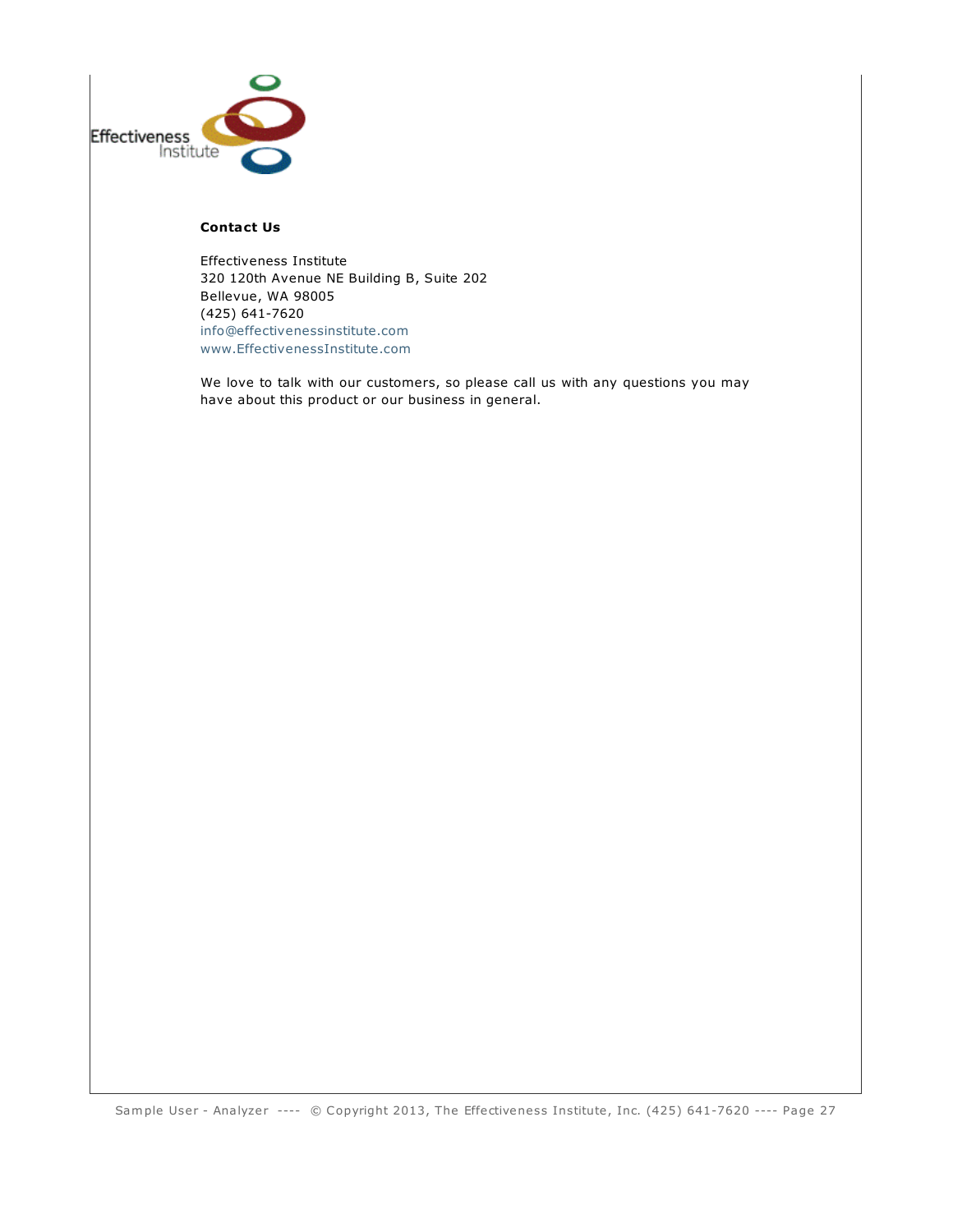## Contact Us

Effectiveness Institute
320 120th Avenue NE Building B, Suite 202
Bellevue, WA 98005
(425) 641-7620
info@effectivenessinstitute.com
www.EffectivenessInstitute.com

We love to talk with our customers, so please call us with any questions you may have about this product or our business in general.